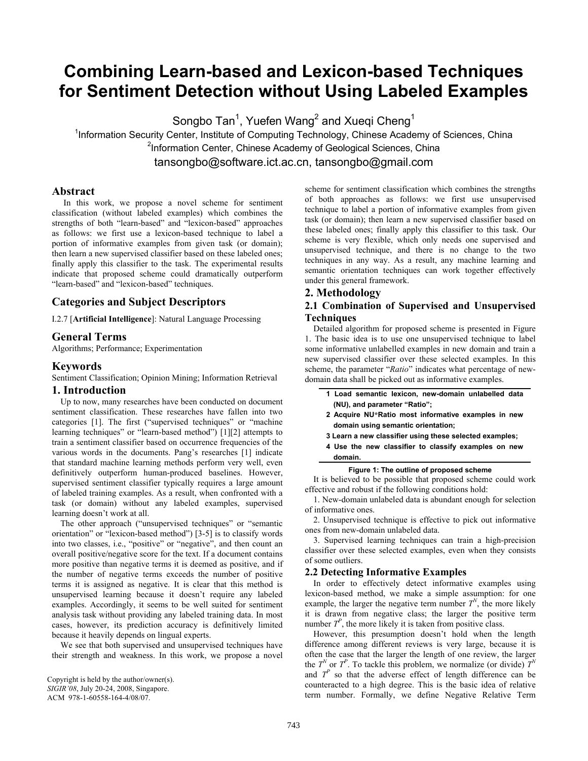# Combining Learn-based and Lexicon-based Techniques for Sentiment Detection without Using Labeled Examples

Songbo Tan[1], Yuefen Wang[2] and Xueqi Cheng[1]

[1]Information Security Center, Institute of Computing Technology, Chinese Academy of Sciences, China

[2]Information Center, Chinese Academy of Geological Sciences, China

tansongbo@software.ict.ac.cn, tansongbo@gmail.com

## Abstract

In this work, we propose a novel scheme for sentiment classification (without labeled examples) which combines the strengths of both "learn-based" and "lexicon-based" approaches as follows: we first use a lexicon-based technique to label a portion of informative examples from given task (or domain); then learn a new supervised classifier based on these labeled ones; finally apply this classifier to the task. The experimental results indicate that proposed scheme could dramatically outperform "learn-based" and "lexicon-based" techniques.

## Categories and Subject Descriptors

I.2.7 [**Artificial Intelligence**]: Natural Language Processing

## General Terms

Algorithms; Performance; Experimentation

## Keywords

Sentiment Classification; Opinion Mining; Information Retrieval

## 1. Introduction

Up to now, many researches have been conducted on document sentiment classification. These researches have fallen into two categories [1]. The first ("supervised techniques" or "machine learning techniques" or "learn-based method") [1][2] attempts to train a sentiment classifier based on occurrence frequencies of the various words in the documents. Pang's researches [1] indicate that standard machine learning methods perform very well, even definitively outperform human-produced baselines. However, supervised sentiment classifier typically requires a large amount of labeled training examples. As a result, when confronted with a task (or domain) without any labeled examples, supervised learning doesn't work at all.

The other approach ("unsupervised techniques" or "semantic orientation" or "lexicon-based method") [3-5] is to classify words into two classes, i.e., "positive" or "negative", and then count an overall positive/negative score for the text. If a document contains more positive than negative terms it is deemed as positive, and if the number of negative terms exceeds the number of positive terms it is assigned as negative. It is clear that this method is unsupervised learning because it doesn't require any labeled examples. Accordingly, it seems to be well suited for sentiment analysis task without providing any labeled training data. In most cases, however, its prediction accuracy is definitively limited because it heavily depends on lingual experts.

We see that both supervised and unsupervised techniques have their strength and weakness. In this work, we propose a novel scheme for sentiment classification which combines the strengths of both approaches as follows: we first use unsupervised technique to label a portion of informative examples from given task (or domain); then learn a new supervised classifier based on these labeled ones; finally apply this classifier to this task. Our scheme is very flexible, which only needs one supervised and unsupervised technique, and there is no change to the two techniques in any way. As a result, any machine learning and semantic orientation techniques can work together effectively under this general framework.

Copyright is held by the author/owner(s).
*SIGIR'08*, July 20-24, 2008, Singapore.
ACM 978-1-60558-164-4/08/07.

## 2. Methodology

### 2.1 Combination of Supervised and Unsupervised Techniques

Detailed algorithm for proposed scheme is presented in Figure 1. The basic idea is to use one unsupervised technique to label some informative unlabelled examples in new domain and train a new supervised classifier over these selected examples. In this scheme, the parameter "*Ratio*" indicates what percentage of new-domain data shall be picked out as informative examples.

```
1 Load semantic lexicon, new-domain unlabelled data
  (NU), and parameter "Ratio";
2 Acquire NU*Ratio most informative examples in new
  domain using semantic orientation;
3 Learn a new classifier using these selected examples;
4 Use the new classifier to classify examples on new
  domain.
```

**Figure 1: The outline of proposed scheme**

It is believed to be possible that proposed scheme could work effective and robust if the following conditions hold:

1. New-domain unlabeled data is abundant enough for selection of informative ones.

2. Unsupervised technique is effective to pick out informative ones from new-domain unlabeled data.

3. Supervised learning techniques can train a high-precision classifier over these selected examples, even when they consists of some outliers.

### 2.2 Detecting Informative Examples

In order to effectively detect informative examples using lexicon-based method, we make a simple assumption: for one example, the larger the negative term number $T^N$, the more likely it is drawn from negative class; the larger the positive term number $T^P$, the more likely it is taken from positive class.

However, this presumption doesn't hold when the length difference among different reviews is very large, because it is often the case that the larger the length of one review, the larger the $T^N$ or $T^P$. To tackle this problem, we normalize (or divide) $T^N$ and $T^P$ so that the adverse effect of length difference can be counteracted to a high degree. This is the basic idea of relative term number. Formally, we define Negative Relative Term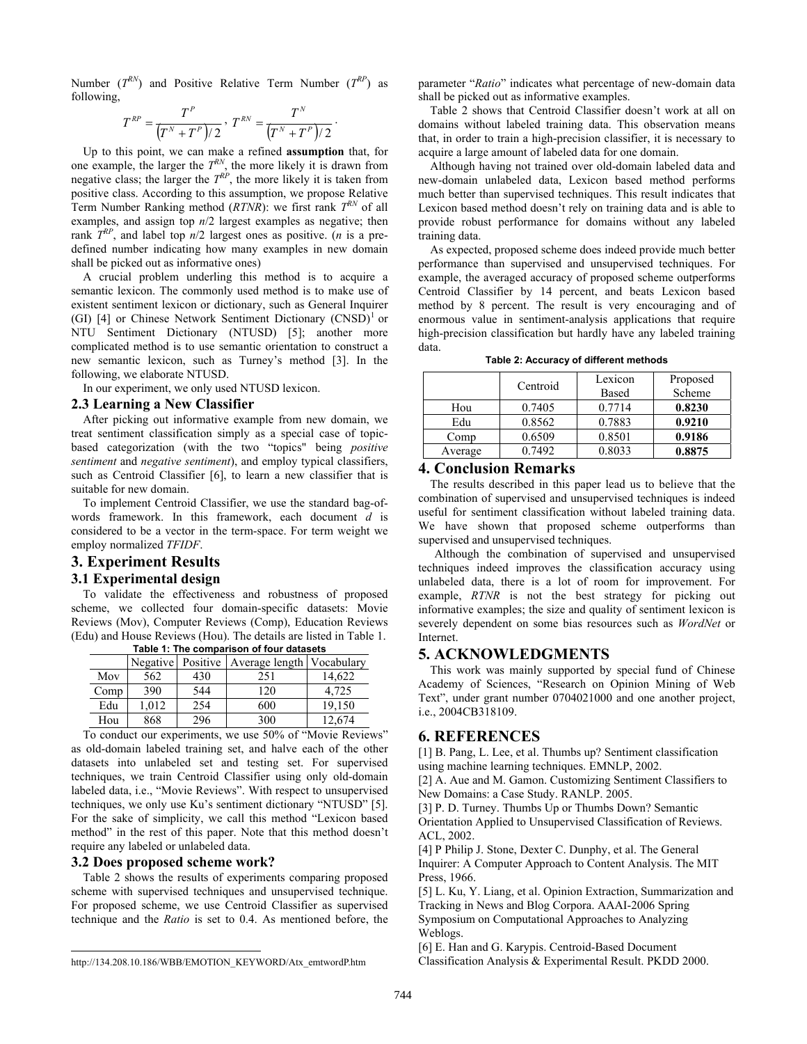Number ($T^{RN}$) and Positive Relative Term Number ($T^{RP}$) as following,

$$T^{RP} = \frac{T^P}{\left(T^N + T^P\right)/2},\ T^{RN} = \frac{T^N}{\left(T^N + T^P\right)/2}.$$

Up to this point, we can make a refined **assumption** that, for one example, the larger the $T^{RN}$, the more likely it is drawn from negative class; the larger the $T^{RP}$, the more likely it is taken from positive class. According to this assumption, we propose Relative Term Number Ranking method (*RTNR*): we first rank $T^{RN}$ of all examples, and assign top $n/2$ largest examples as negative; then rank $T^{RP}$, and label top $n/2$ largest ones as positive. ($n$ is a pre-defined number indicating how many examples in new domain shall be picked out as informative ones)

A crucial problem underling this method is to acquire a semantic lexicon. The commonly used method is to make use of existent sentiment lexicon or dictionary, such as General Inquirer (GI) [4] or Chinese Network Sentiment Dictionary (CNSD)[1] or NTU Sentiment Dictionary (NTUSD) [5]; another more complicated method is to use semantic orientation to construct a new semantic lexicon, such as Turney's method [3]. In the following, we elaborate NTUSD.

In our experiment, we only used NTUSD lexicon.

## 2.3 Learning a New Classifier

After picking out informative example from new domain, we treat sentiment classification simply as a special case of topic-based categorization (with the two "topics" being *positive sentiment* and *negative sentiment*), and employ typical classifiers, such as Centroid Classifier [6], to learn a new classifier that is suitable for new domain.

To implement Centroid Classifier, we use the standard bag-of-words framework. In this framework, each document $d$ is considered to be a vector in the term-space. For term weight we employ normalized *TFIDF*.

# 3. Experiment Results

## 3.1 Experimental design

To validate the effectiveness and robustness of proposed scheme, we collected four domain-specific datasets: Movie Reviews (Mov), Computer Reviews (Comp), Education Reviews (Edu) and House Reviews (Hou). The details are listed in Table 1.

**Table 1: The comparison of four datasets**

| | Negative | Positive | Average length | Vocabulary |
|---|---|---|---|---|
| Mov | 562 | 430 | 251 | 14,622 |
| Comp | 390 | 544 | 120 | 4,725 |
| Edu | 1,012 | 254 | 600 | 19,150 |
| Hou | 868 | 296 | 300 | 12,674 |

To conduct our experiments, we use 50% of "Movie Reviews" as old-domain labeled training set, and halve each of the other datasets into unlabeled set and testing set. For supervised techniques, we train Centroid Classifier using only old-domain labeled data, i.e., "Movie Reviews". With respect to unsupervised techniques, we only use Ku's sentiment dictionary "NTUSD" [5]. For the sake of simplicity, we call this method "Lexicon based method" in the rest of this paper. Note that this method doesn't require any labeled or unlabeled data.

## 3.2 Does proposed scheme work?

Table 2 shows the results of experiments comparing proposed scheme with supervised techniques and unsupervised technique. For proposed scheme, we use Centroid Classifier as supervised technique and the *Ratio* is set to 0.4. As mentioned before, the parameter "*Ratio*" indicates what percentage of new-domain data shall be picked out as informative examples.

Table 2 shows that Centroid Classifier doesn't work at all on domains without labeled training data. This observation means that, in order to train a high-precision classifier, it is necessary to acquire a large amount of labeled data for one domain.

Although having not trained over old-domain labeled data and new-domain unlabeled data, Lexicon based method performs much better than supervised techniques. This result indicates that Lexicon based method doesn't rely on training data and is able to provide robust performance for domains without any labeled training data.

As expected, proposed scheme does indeed provide much better performance than supervised and unsupervised techniques. For example, the averaged accuracy of proposed scheme outperforms Centroid Classifier by 14 percent, and beats Lexicon based method by 8 percent. The result is very encouraging and of enormous value in sentiment-analysis applications that require high-precision classification but hardly have any labeled training data.

**Table 2: Accuracy of different methods**

| | Centroid | Lexicon Based | Proposed Scheme |
|---|---|---|---|
| Hou | 0.7405 | 0.7714 | **0.8230** |
| Edu | 0.8562 | 0.7883 | **0.9210** |
| Comp | 0.6509 | 0.8501 | **0.9186** |
| Average | 0.7492 | 0.8033 | **0.8875** |

# 4. Conclusion Remarks

The results described in this paper lead us to believe that the combination of supervised and unsupervised techniques is indeed useful for sentiment classification without labeled training data. We have shown that proposed scheme outperforms than supervised and unsupervised techniques.

Although the combination of supervised and unsupervised techniques indeed improves the classification accuracy using unlabeled data, there is a lot of room for improvement. For example, *RTNR* is not the best strategy for picking out informative examples; the size and quality of sentiment lexicon is severely dependent on some bias resources such as *WordNet* or Internet.

# 5. ACKNOWLEDGMENTS

This work was mainly supported by special fund of Chinese Academy of Sciences, "Research on Opinion Mining of Web Text", under grant number 0704021000 and one another project, i.e., 2004CB318109.

# 6. REFERENCES

[1] B. Pang, L. Lee, et al. Thumbs up? Sentiment classification using machine learning techniques. EMNLP, 2002.

[2] A. Aue and M. Gamon. Customizing Sentiment Classifiers to New Domains: a Case Study. RANLP. 2005.

[3] P. D. Turney. Thumbs Up or Thumbs Down? Semantic Orientation Applied to Unsupervised Classification of Reviews. ACL, 2002.

[4] P Philip J. Stone, Dexter C. Dunphy, et al. The General Inquirer: A Computer Approach to Content Analysis. The MIT Press, 1966.

[5] L. Ku, Y. Liang, et al. Opinion Extraction, Summarization and Tracking in News and Blog Corpora. AAAI-2006 Spring Symposium on Computational Approaches to Analyzing Weblogs.

[6] E. Han and G. Karypis. Centroid-Based Document Classification Analysis & Experimental Result. PKDD 2000.

---

[1] http://134.208.10.186/WBB/EMOTION_KEYWORD/Atx_emtwordP.htm